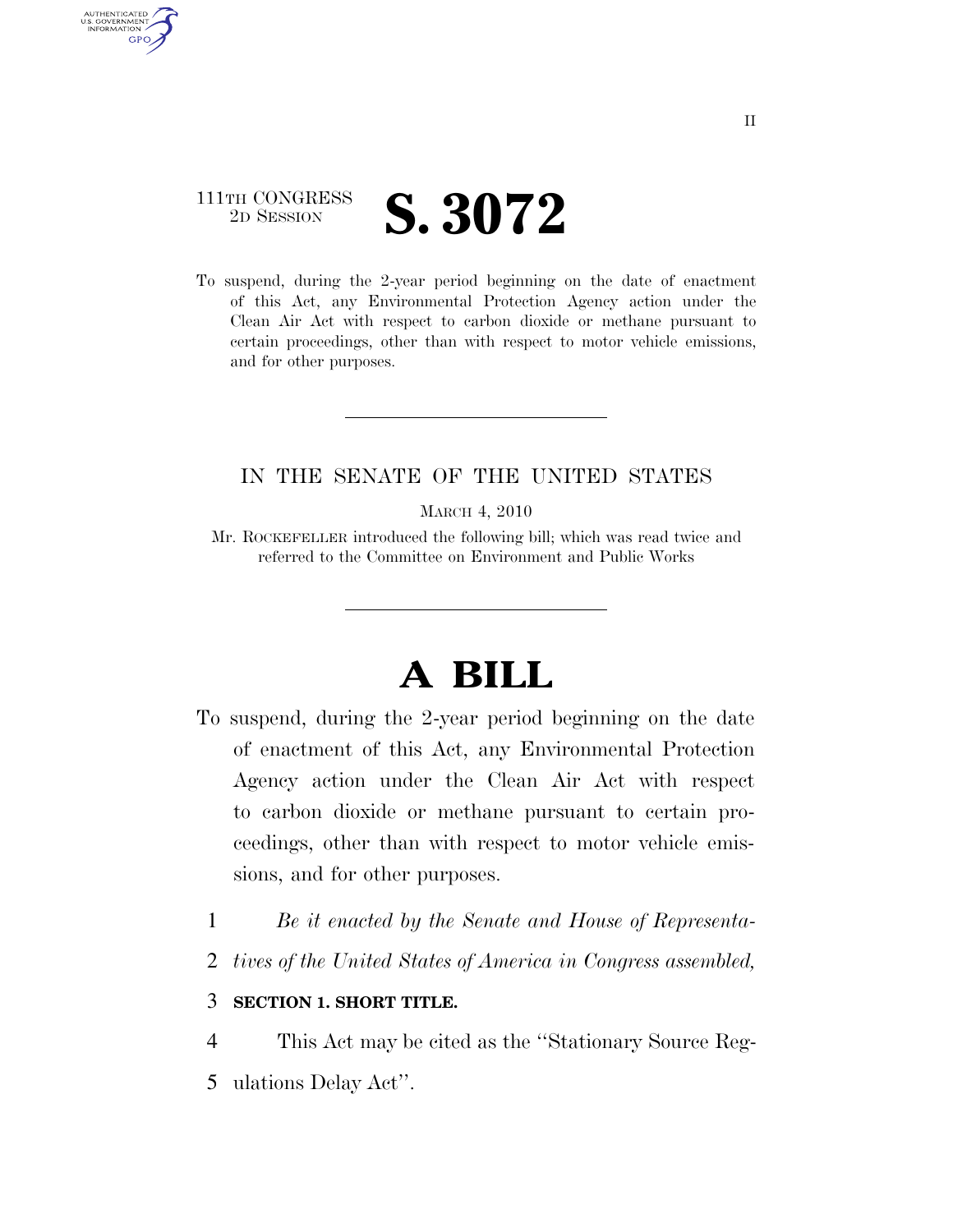111TH CONGRESS
2D SESSION

# S. 3072

To suspend, during the 2-year period beginning on the date of enactment of this Act, any Environmental Protection Agency action under the Clean Air Act with respect to carbon dioxide or methane pursuant to certain proceedings, other than with respect to motor vehicle emissions, and for other purposes.

---

IN THE SENATE OF THE UNITED STATES

MARCH 4, 2010

Mr. ROCKEFELLER introduced the following bill; which was read twice and referred to the Committee on Environment and Public Works

---

# A BILL

To suspend, during the 2-year period beginning on the date of enactment of this Act, any Environmental Protection Agency action under the Clean Air Act with respect to carbon dioxide or methane pursuant to certain proceedings, other than with respect to motor vehicle emissions, and for other purposes.

1 *Be it enacted by the Senate and House of Representa-*
2 *tives of the United States of America in Congress assembled,*

3 **SECTION 1. SHORT TITLE.**

4 This Act may be cited as the "Stationary Source Reg-
5 ulations Delay Act".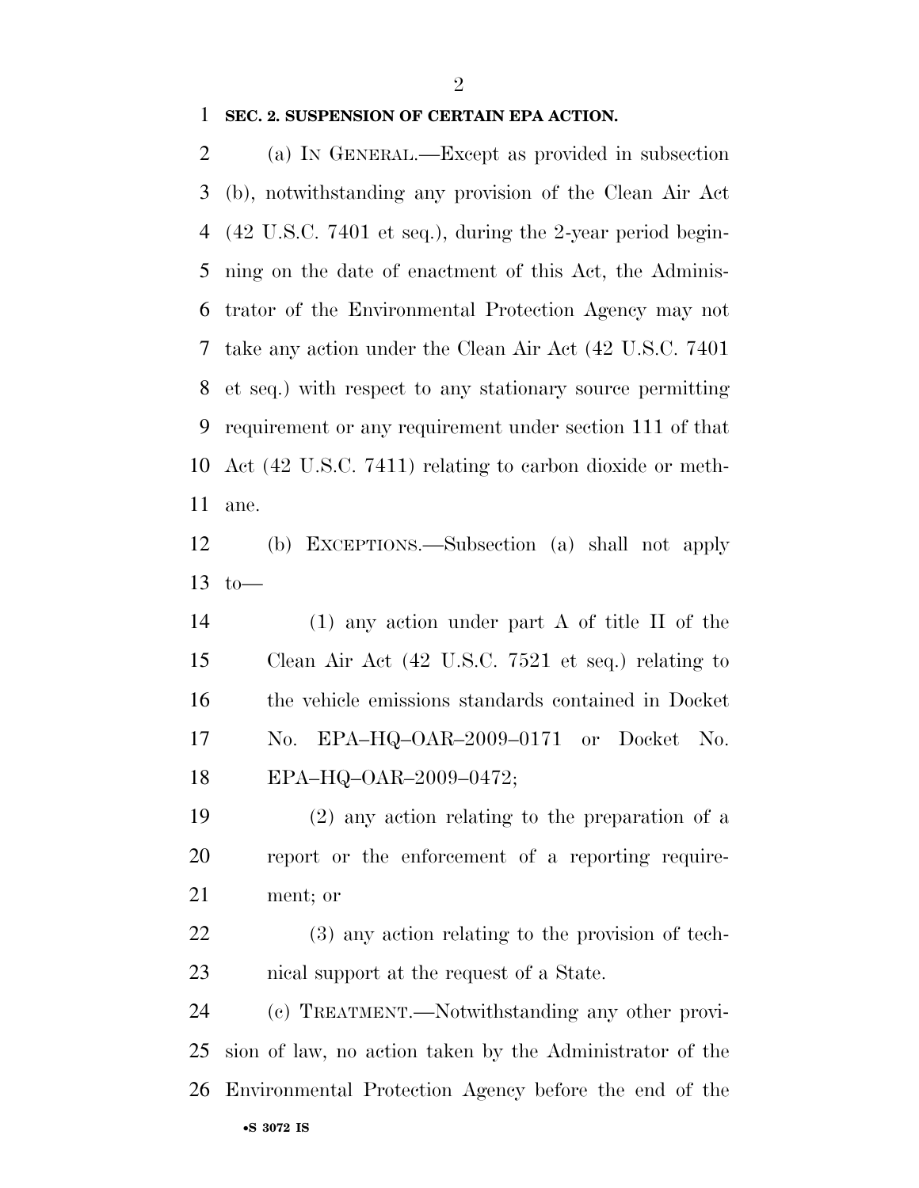**SEC. 2. SUSPENSION OF CERTAIN EPA ACTION.**

(a) IN GENERAL.—Except as provided in subsection (b), notwithstanding any provision of the Clean Air Act (42 U.S.C. 7401 et seq.), during the 2-year period beginning on the date of enactment of this Act, the Administrator of the Environmental Protection Agency may not take any action under the Clean Air Act (42 U.S.C. 7401 et seq.) with respect to any stationary source permitting requirement or any requirement under section 111 of that Act (42 U.S.C. 7411) relating to carbon dioxide or methane.

(b) EXCEPTIONS.—Subsection (a) shall not apply to—

(1) any action under part A of title II of the Clean Air Act (42 U.S.C. 7521 et seq.) relating to the vehicle emissions standards contained in Docket No. EPA–HQ–OAR–2009–0171 or Docket No. EPA–HQ–OAR–2009–0472;

(2) any action relating to the preparation of a report or the enforcement of a reporting requirement; or

(3) any action relating to the provision of technical support at the request of a State.

(c) TREATMENT.—Notwithstanding any other provision of law, no action taken by the Administrator of the Environmental Protection Agency before the end of the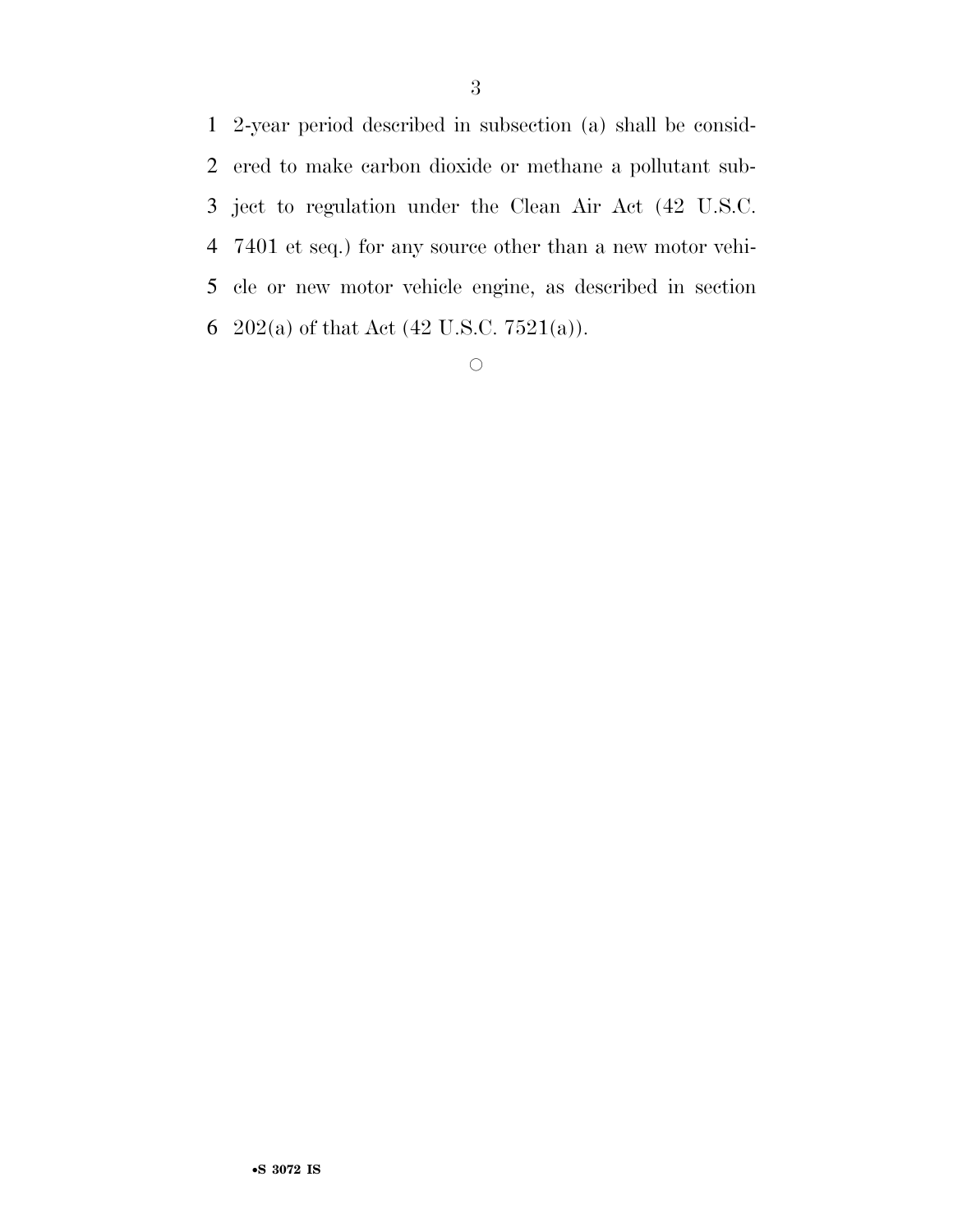2-year period described in subsection (a) shall be considered to make carbon dioxide or methane a pollutant subject to regulation under the Clean Air Act (42 U.S.C. 7401 et seq.) for any source other than a new motor vehicle or new motor vehicle engine, as described in section 202(a) of that Act (42 U.S.C. 7521(a)).

○